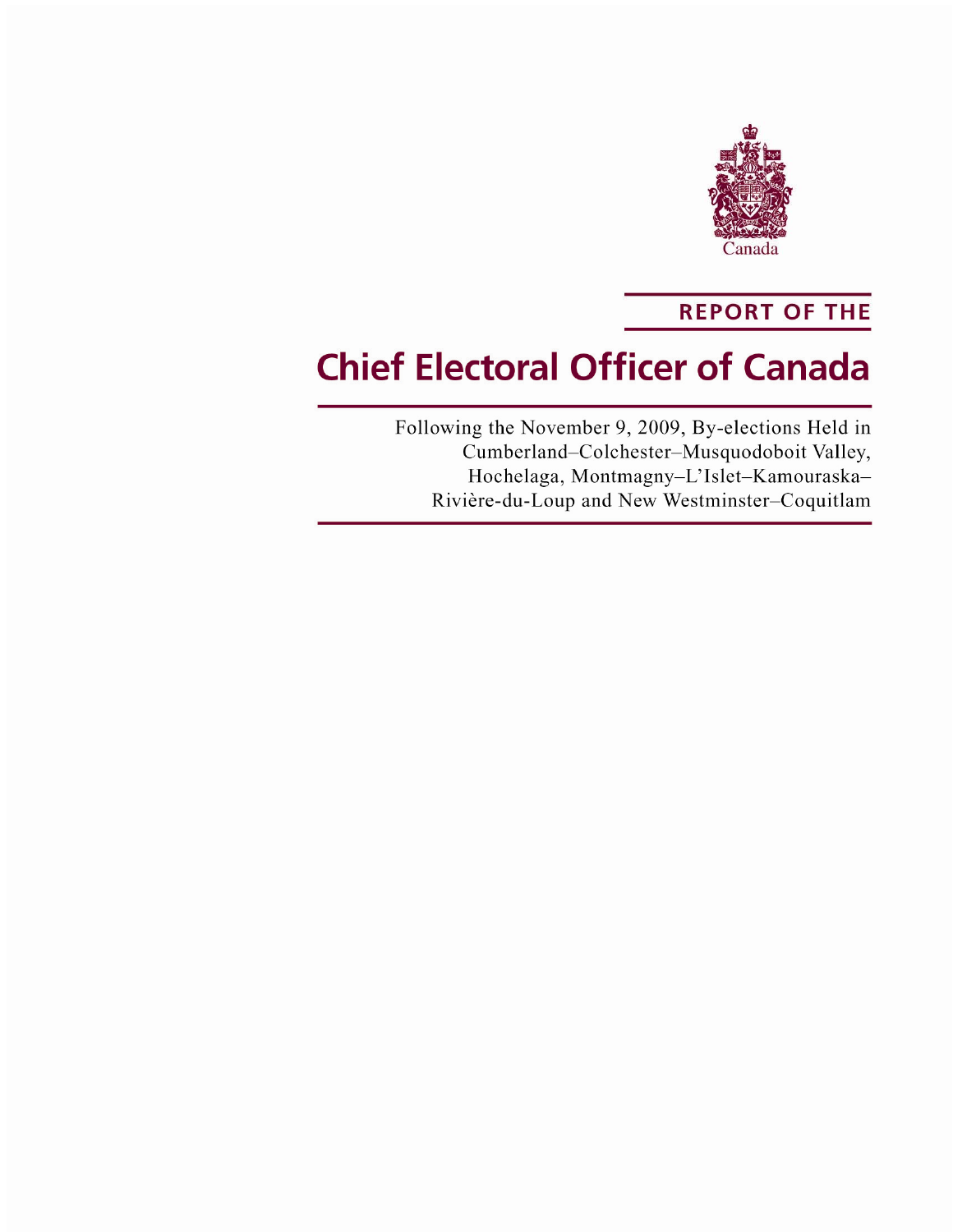Canada

REPORT OF THE

# Chief Electoral Officer of Canada

Following the November 9, 2009, By-elections Held in Cumberland–Colchester–Musquodoboit Valley, Hochelaga, Montmagny–L'Islet–Kamouraska–Rivière-du-Loup and New Westminster–Coquitlam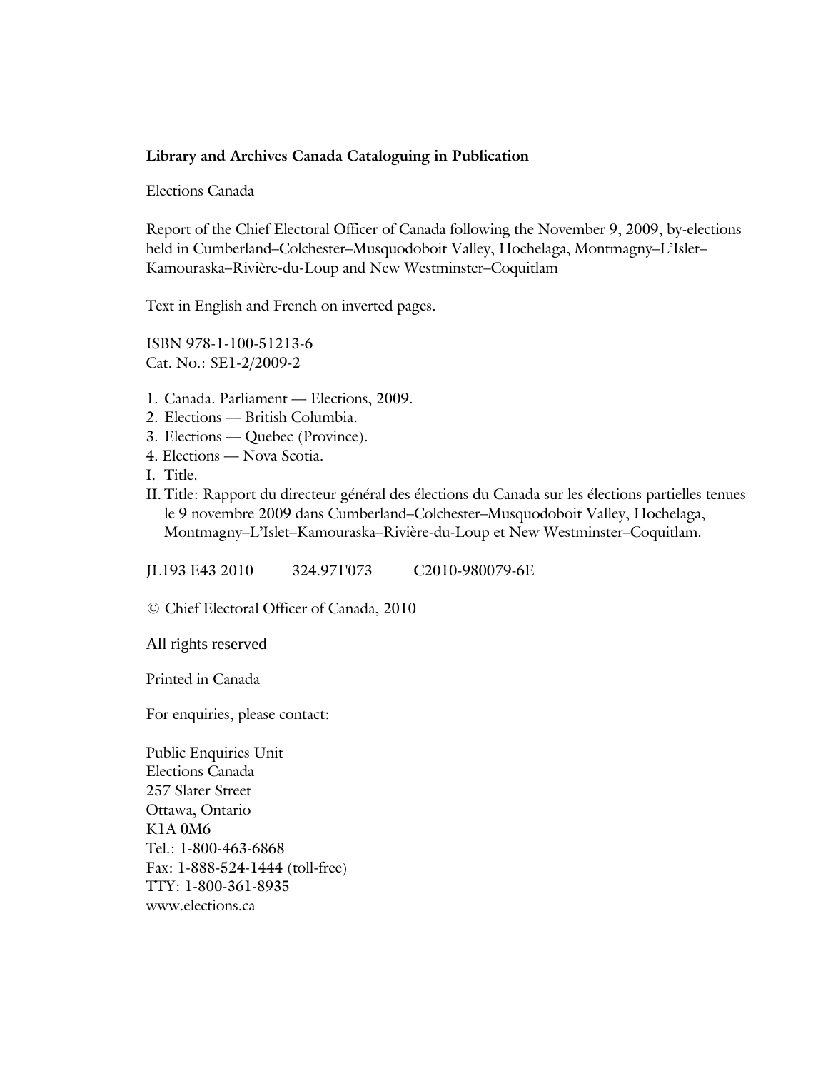**Library and Archives Canada Cataloguing in Publication**

Elections Canada

Report of the Chief Electoral Officer of Canada following the November 9, 2009, by-elections held in Cumberland–Colchester–Musquodoboit Valley, Hochelaga, Montmagny–L'Islet–Kamouraska–Rivière-du-Loup and New Westminster–Coquitlam

Text in English and French on inverted pages.

ISBN 978-1-100-51213-6
Cat. No.: SE1-2/2009-2

1. Canada. Parliament — Elections, 2009.
2. Elections — British Columbia.
3. Elections — Quebec (Province).
4. Elections — Nova Scotia.

I. Title.
II. Title: Rapport du directeur général des élections du Canada sur les élections partielles tenues le 9 novembre 2009 dans Cumberland–Colchester–Musquodoboit Valley, Hochelaga, Montmagny–L'Islet–Kamouraska–Rivière-du-Loup et New Westminster–Coquitlam.

JL193 E43 2010 324.971'073 C2010-980079-6E

© Chief Electoral Officer of Canada, 2010

All rights reserved

Printed in Canada

For enquiries, please contact:

Public Enquiries Unit
Elections Canada
257 Slater Street
Ottawa, Ontario
K1A 0M6
Tel.: 1-800-463-6868
Fax: 1-888-524-1444 (toll-free)
TTY: 1-800-361-8935
www.elections.ca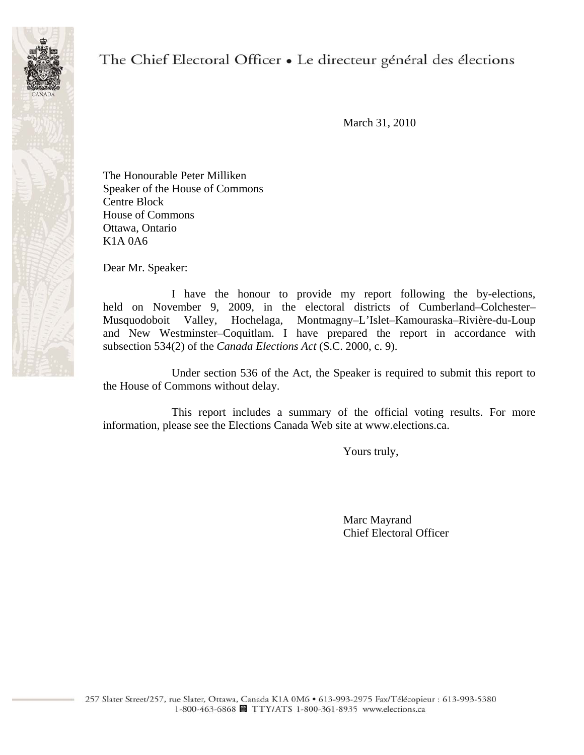The Chief Electoral Officer • Le directeur général des élections

March 31, 2010

The Honourable Peter Milliken
Speaker of the House of Commons
Centre Block
House of Commons
Ottawa, Ontario
K1A 0A6

Dear Mr. Speaker:

I have the honour to provide my report following the by-elections, held on November 9, 2009, in the electoral districts of Cumberland–Colchester–Musquodoboit Valley, Hochelaga, Montmagny–L'Islet–Kamouraska–Rivière-du-Loup and New Westminster–Coquitlam. I have prepared the report in accordance with subsection 534(2) of the *Canada Elections Act* (S.C. 2000, c. 9).

Under section 536 of the Act, the Speaker is required to submit this report to the House of Commons without delay.

This report includes a summary of the official voting results. For more information, please see the Elections Canada Web site at www.elections.ca.

Yours truly,

Marc Mayrand
Chief Electoral Officer

257 Slater Street/257, rue Slater, Ottawa, Canada K1A 0M6 • 613-993-2975 Fax/Télécopieur : 613-993-5380
1-800-463-6868 TTY/ATS 1-800-361-8935 www.elections.ca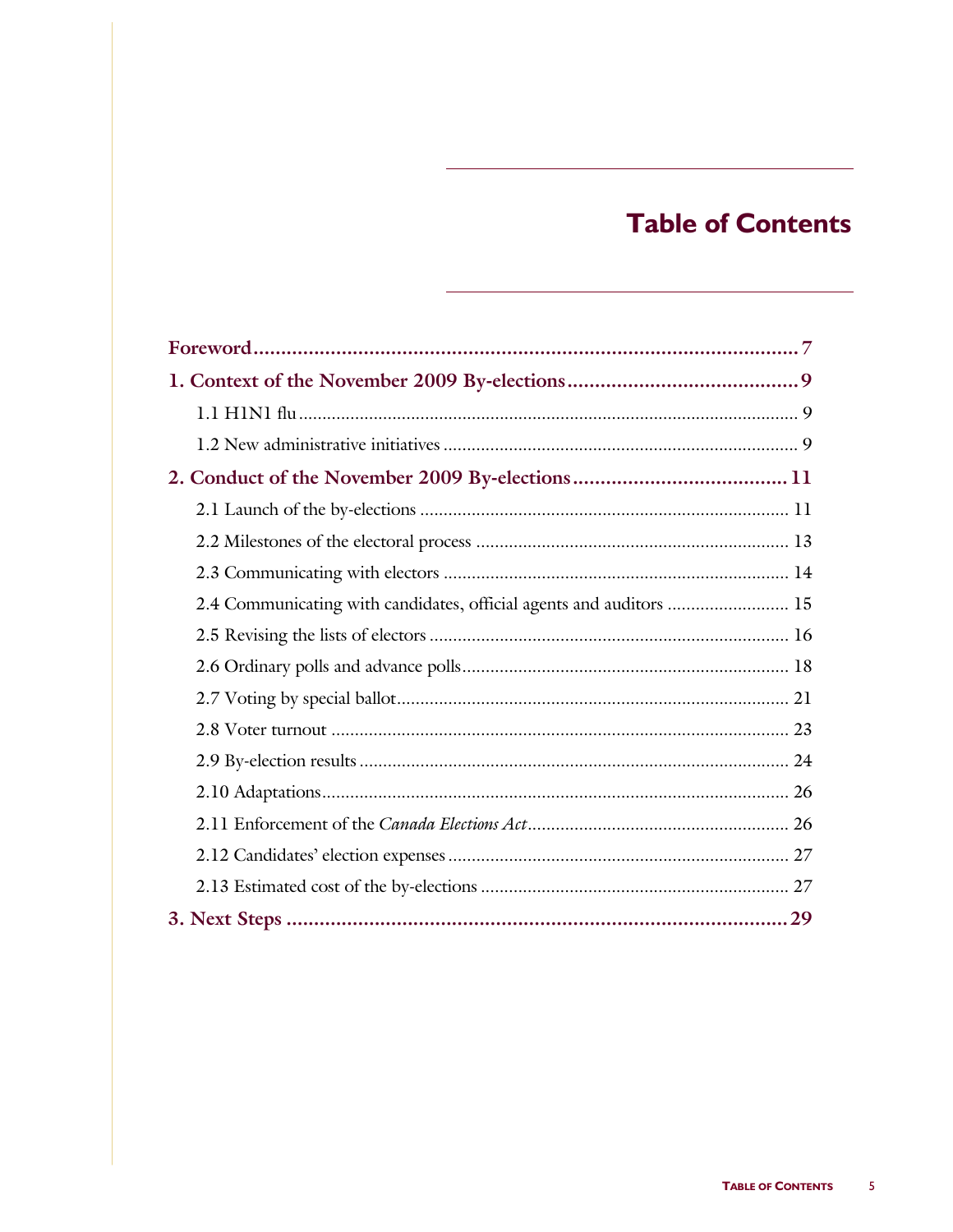# Table of Contents

**Foreword** .......... **7**

**1. Context of the November 2009 By-elections** .......... **9**

- 1.1 H1N1 flu .......... 9
- 1.2 New administrative initiatives .......... 9

**2. Conduct of the November 2009 By-elections** .......... **11**

- 2.1 Launch of the by-elections .......... 11
- 2.2 Milestones of the electoral process .......... 13
- 2.3 Communicating with electors .......... 14
- 2.4 Communicating with candidates, official agents and auditors .......... 15
- 2.5 Revising the lists of electors .......... 16
- 2.6 Ordinary polls and advance polls .......... 18
- 2.7 Voting by special ballot .......... 21
- 2.8 Voter turnout .......... 23
- 2.9 By-election results .......... 24
- 2.10 Adaptations .......... 26
- 2.11 Enforcement of the *Canada Elections Act* .......... 26
- 2.12 Candidates' election expenses .......... 27
- 2.13 Estimated cost of the by-elections .......... 27

**3. Next Steps** .......... **29**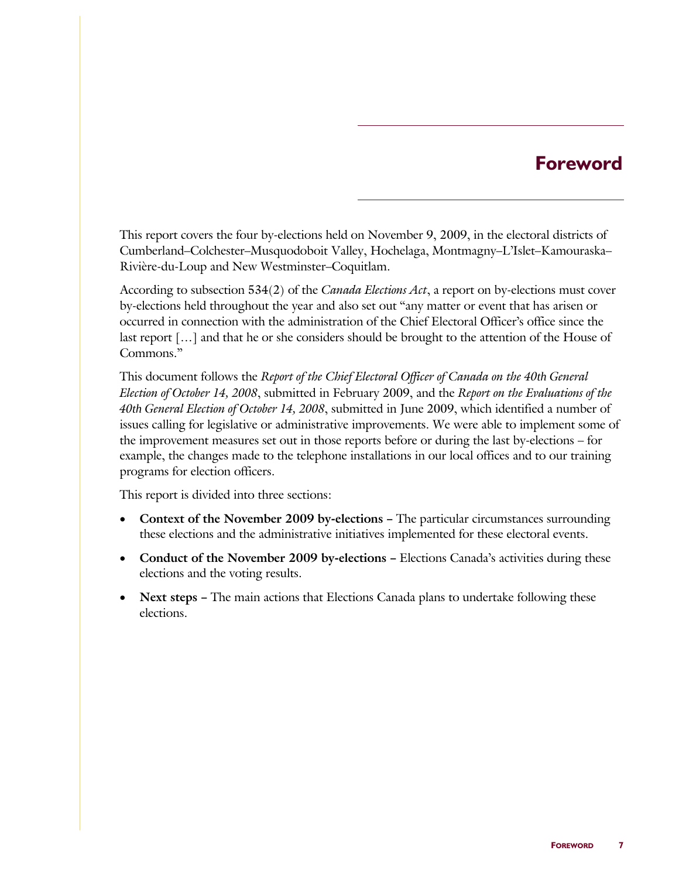# Foreword

This report covers the four by-elections held on November 9, 2009, in the electoral districts of Cumberland–Colchester–Musquodoboit Valley, Hochelaga, Montmagny–L'Islet–Kamouraska–Rivière-du-Loup and New Westminster–Coquitlam.

According to subsection 534(2) of the *Canada Elections Act*, a report on by-elections must cover by-elections held throughout the year and also set out "any matter or event that has arisen or occurred in connection with the administration of the Chief Electoral Officer's office since the last report […] and that he or she considers should be brought to the attention of the House of Commons."

This document follows the *Report of the Chief Electoral Officer of Canada on the 40th General Election of October 14, 2008*, submitted in February 2009, and the *Report on the Evaluations of the 40th General Election of October 14, 2008*, submitted in June 2009, which identified a number of issues calling for legislative or administrative improvements. We were able to implement some of the improvement measures set out in those reports before or during the last by-elections – for example, the changes made to the telephone installations in our local offices and to our training programs for election officers.

This report is divided into three sections:

- **Context of the November 2009 by-elections –** The particular circumstances surrounding these elections and the administrative initiatives implemented for these electoral events.
- **Conduct of the November 2009 by-elections –** Elections Canada's activities during these elections and the voting results.
- **Next steps –** The main actions that Elections Canada plans to undertake following these elections.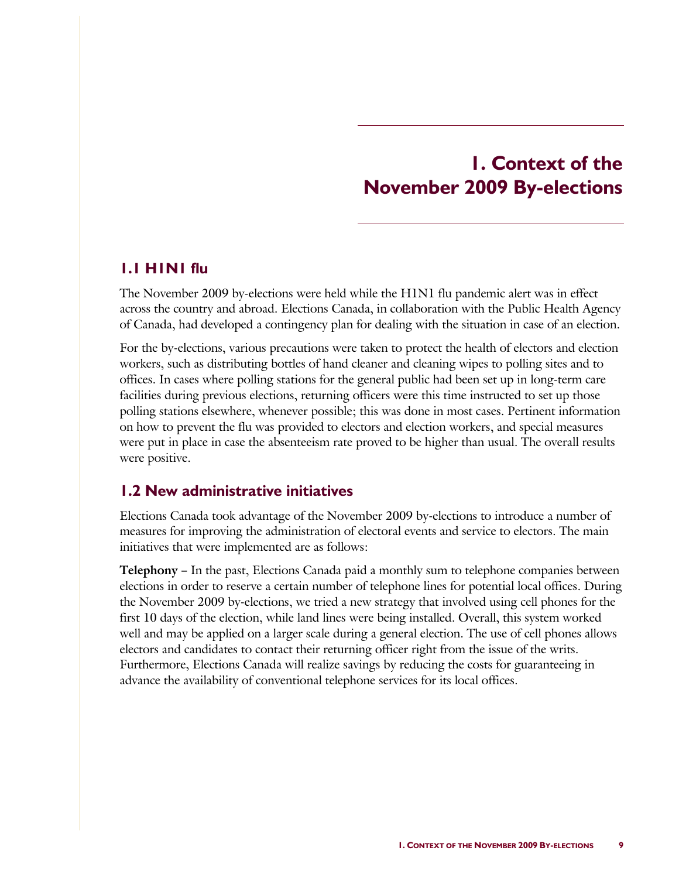# 1. Context of the November 2009 By-elections

## 1.1 H1N1 flu

The November 2009 by-elections were held while the H1N1 flu pandemic alert was in effect across the country and abroad. Elections Canada, in collaboration with the Public Health Agency of Canada, had developed a contingency plan for dealing with the situation in case of an election.

For the by-elections, various precautions were taken to protect the health of electors and election workers, such as distributing bottles of hand cleaner and cleaning wipes to polling sites and to offices. In cases where polling stations for the general public had been set up in long-term care facilities during previous elections, returning officers were this time instructed to set up those polling stations elsewhere, whenever possible; this was done in most cases. Pertinent information on how to prevent the flu was provided to electors and election workers, and special measures were put in place in case the absenteeism rate proved to be higher than usual. The overall results were positive.

## 1.2 New administrative initiatives

Elections Canada took advantage of the November 2009 by-elections to introduce a number of measures for improving the administration of electoral events and service to electors. The main initiatives that were implemented are as follows:

**Telephony –** In the past, Elections Canada paid a monthly sum to telephone companies between elections in order to reserve a certain number of telephone lines for potential local offices. During the November 2009 by-elections, we tried a new strategy that involved using cell phones for the first 10 days of the election, while land lines were being installed. Overall, this system worked well and may be applied on a larger scale during a general election. The use of cell phones allows electors and candidates to contact their returning officer right from the issue of the writs. Furthermore, Elections Canada will realize savings by reducing the costs for guaranteeing in advance the availability of conventional telephone services for its local offices.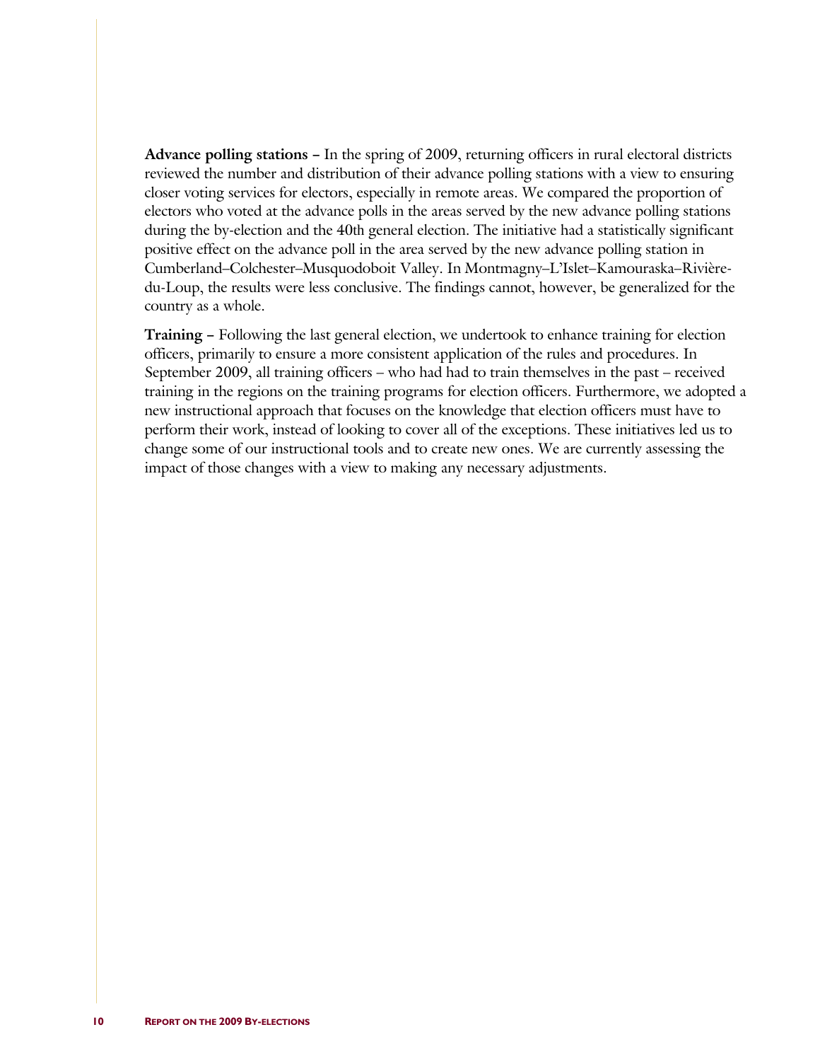**Advance polling stations –** In the spring of 2009, returning officers in rural electoral districts reviewed the number and distribution of their advance polling stations with a view to ensuring closer voting services for electors, especially in remote areas. We compared the proportion of electors who voted at the advance polls in the areas served by the new advance polling stations during the by-election and the 40th general election. The initiative had a statistically significant positive effect on the advance poll in the area served by the new advance polling station in Cumberland–Colchester–Musquodoboit Valley. In Montmagny–L'Islet–Kamouraska–Rivière-du-Loup, the results were less conclusive. The findings cannot, however, be generalized for the country as a whole.

**Training –** Following the last general election, we undertook to enhance training for election officers, primarily to ensure a more consistent application of the rules and procedures. In September 2009, all training officers – who had had to train themselves in the past – received training in the regions on the training programs for election officers. Furthermore, we adopted a new instructional approach that focuses on the knowledge that election officers must have to perform their work, instead of looking to cover all of the exceptions. These initiatives led us to change some of our instructional tools and to create new ones. We are currently assessing the impact of those changes with a view to making any necessary adjustments.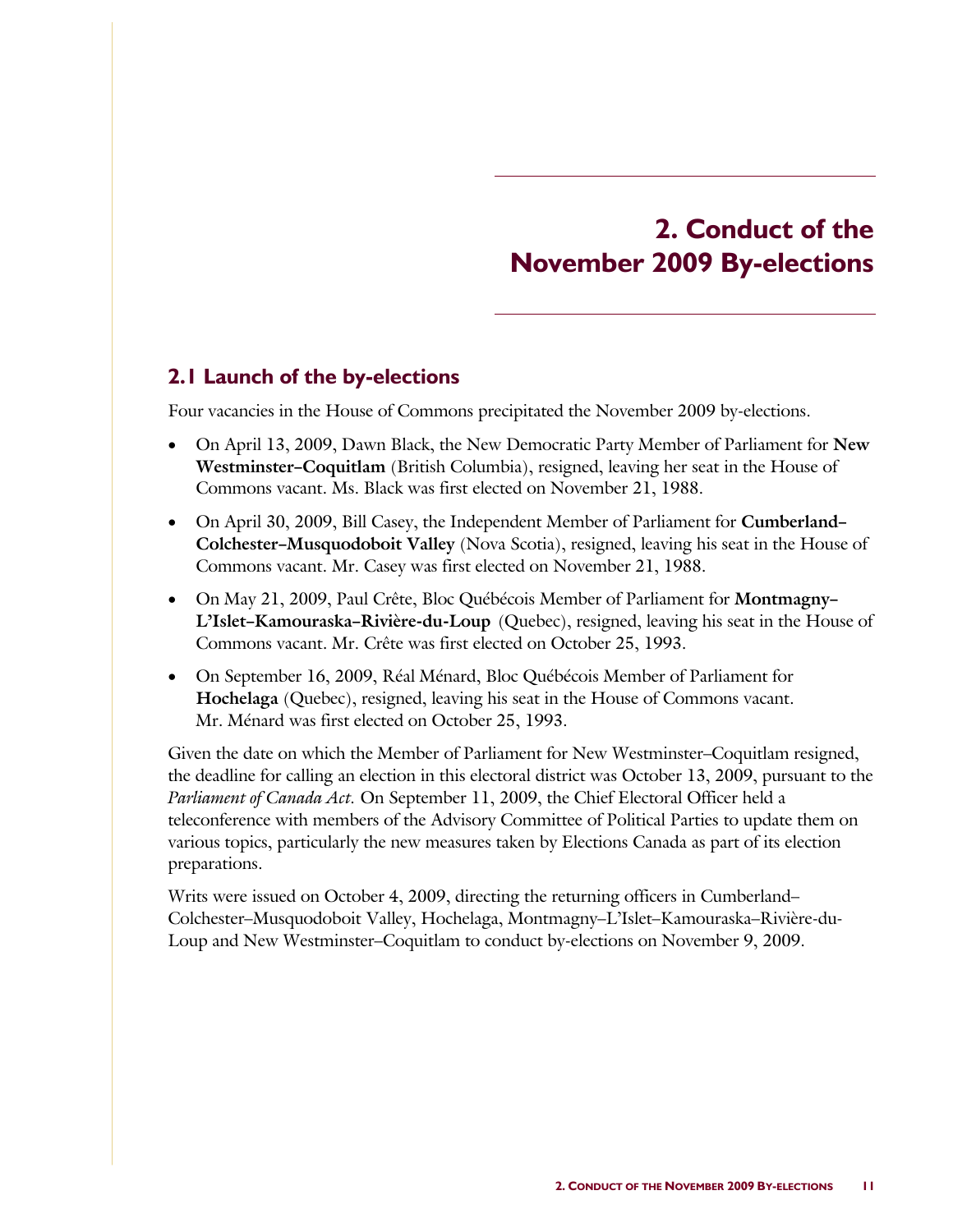# 2. Conduct of the November 2009 By-elections

## 2.1 Launch of the by-elections

Four vacancies in the House of Commons precipitated the November 2009 by-elections.

- On April 13, 2009, Dawn Black, the New Democratic Party Member of Parliament for **New Westminster–Coquitlam** (British Columbia), resigned, leaving her seat in the House of Commons vacant. Ms. Black was first elected on November 21, 1988.
- On April 30, 2009, Bill Casey, the Independent Member of Parliament for **Cumberland–Colchester–Musquodoboit Valley** (Nova Scotia), resigned, leaving his seat in the House of Commons vacant. Mr. Casey was first elected on November 21, 1988.
- On May 21, 2009, Paul Crête, Bloc Québécois Member of Parliament for **Montmagny–L'Islet–Kamouraska–Rivière-du-Loup** (Quebec), resigned, leaving his seat in the House of Commons vacant. Mr. Crête was first elected on October 25, 1993.
- On September 16, 2009, Réal Ménard, Bloc Québécois Member of Parliament for **Hochelaga** (Quebec), resigned, leaving his seat in the House of Commons vacant. Mr. Ménard was first elected on October 25, 1993.

Given the date on which the Member of Parliament for New Westminster–Coquitlam resigned, the deadline for calling an election in this electoral district was October 13, 2009, pursuant to the *Parliament of Canada Act*. On September 11, 2009, the Chief Electoral Officer held a teleconference with members of the Advisory Committee of Political Parties to update them on various topics, particularly the new measures taken by Elections Canada as part of its election preparations.

Writs were issued on October 4, 2009, directing the returning officers in Cumberland–Colchester–Musquodoboit Valley, Hochelaga, Montmagny–L'Islet–Kamouraska–Rivière-du-Loup and New Westminster–Coquitlam to conduct by-elections on November 9, 2009.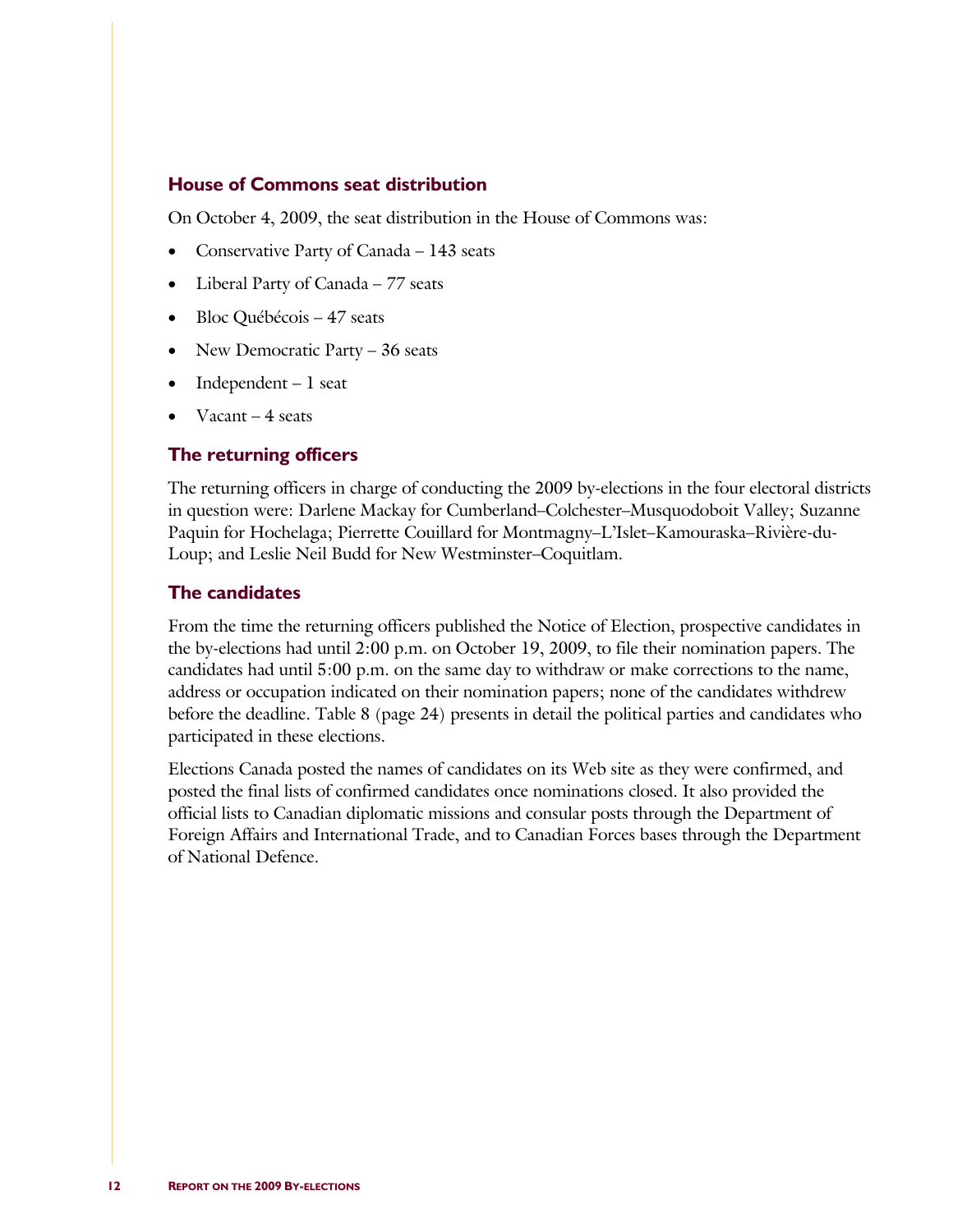## House of Commons seat distribution

On October 4, 2009, the seat distribution in the House of Commons was:

- Conservative Party of Canada – 143 seats
- Liberal Party of Canada – 77 seats
- Bloc Québécois – 47 seats
- New Democratic Party – 36 seats
- Independent – 1 seat
- Vacant – 4 seats

## The returning officers

The returning officers in charge of conducting the 2009 by-elections in the four electoral districts in question were: Darlene Mackay for Cumberland–Colchester–Musquodoboit Valley; Suzanne Paquin for Hochelaga; Pierrette Couillard for Montmagny–L'Islet–Kamouraska–Rivière-du-Loup; and Leslie Neil Budd for New Westminster–Coquitlam.

## The candidates

From the time the returning officers published the Notice of Election, prospective candidates in the by-elections had until 2:00 p.m. on October 19, 2009, to file their nomination papers. The candidates had until 5:00 p.m. on the same day to withdraw or make corrections to the name, address or occupation indicated on their nomination papers; none of the candidates withdrew before the deadline. Table 8 (page 24) presents in detail the political parties and candidates who participated in these elections.

Elections Canada posted the names of candidates on its Web site as they were confirmed, and posted the final lists of confirmed candidates once nominations closed. It also provided the official lists to Canadian diplomatic missions and consular posts through the Department of Foreign Affairs and International Trade, and to Canadian Forces bases through the Department of National Defence.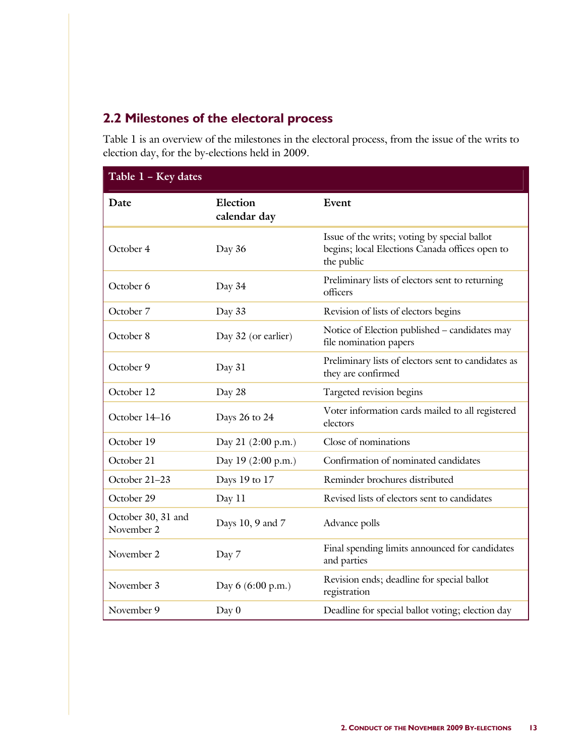## 2.2 Milestones of the electoral process

Table 1 is an overview of the milestones in the electoral process, from the issue of the writs to election day, for the by-elections held in 2009.

**Table 1 – Key dates**

| Date | Election calendar day | Event |
|---|---|---|
| October 4 | Day 36 | Issue of the writs; voting by special ballot begins; local Elections Canada offices open to the public |
| October 6 | Day 34 | Preliminary lists of electors sent to returning officers |
| October 7 | Day 33 | Revision of lists of electors begins |
| October 8 | Day 32 (or earlier) | Notice of Election published – candidates may file nomination papers |
| October 9 | Day 31 | Preliminary lists of electors sent to candidates as they are confirmed |
| October 12 | Day 28 | Targeted revision begins |
| October 14–16 | Days 26 to 24 | Voter information cards mailed to all registered electors |
| October 19 | Day 21 (2:00 p.m.) | Close of nominations |
| October 21 | Day 19 (2:00 p.m.) | Confirmation of nominated candidates |
| October 21–23 | Days 19 to 17 | Reminder brochures distributed |
| October 29 | Day 11 | Revised lists of electors sent to candidates |
| October 30, 31 and November 2 | Days 10, 9 and 7 | Advance polls |
| November 2 | Day 7 | Final spending limits announced for candidates and parties |
| November 3 | Day 6 (6:00 p.m.) | Revision ends; deadline for special ballot registration |
| November 9 | Day 0 | Deadline for special ballot voting; election day |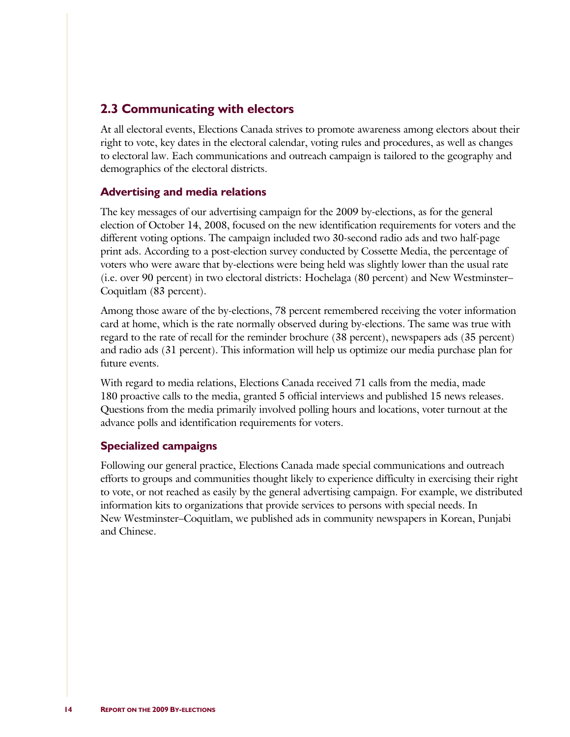## 2.3 Communicating with electors

At all electoral events, Elections Canada strives to promote awareness among electors about their right to vote, key dates in the electoral calendar, voting rules and procedures, as well as changes to electoral law. Each communications and outreach campaign is tailored to the geography and demographics of the electoral districts.

### Advertising and media relations

The key messages of our advertising campaign for the 2009 by-elections, as for the general election of October 14, 2008, focused on the new identification requirements for voters and the different voting options. The campaign included two 30-second radio ads and two half-page print ads. According to a post-election survey conducted by Cossette Media, the percentage of voters who were aware that by-elections were being held was slightly lower than the usual rate (i.e. over 90 percent) in two electoral districts: Hochelaga (80 percent) and New Westminster–Coquitlam (83 percent).

Among those aware of the by-elections, 78 percent remembered receiving the voter information card at home, which is the rate normally observed during by-elections. The same was true with regard to the rate of recall for the reminder brochure (38 percent), newspapers ads (35 percent) and radio ads (31 percent). This information will help us optimize our media purchase plan for future events.

With regard to media relations, Elections Canada received 71 calls from the media, made 180 proactive calls to the media, granted 5 official interviews and published 15 news releases. Questions from the media primarily involved polling hours and locations, voter turnout at the advance polls and identification requirements for voters.

### Specialized campaigns

Following our general practice, Elections Canada made special communications and outreach efforts to groups and communities thought likely to experience difficulty in exercising their right to vote, or not reached as easily by the general advertising campaign. For example, we distributed information kits to organizations that provide services to persons with special needs. In New Westminster–Coquitlam, we published ads in community newspapers in Korean, Punjabi and Chinese.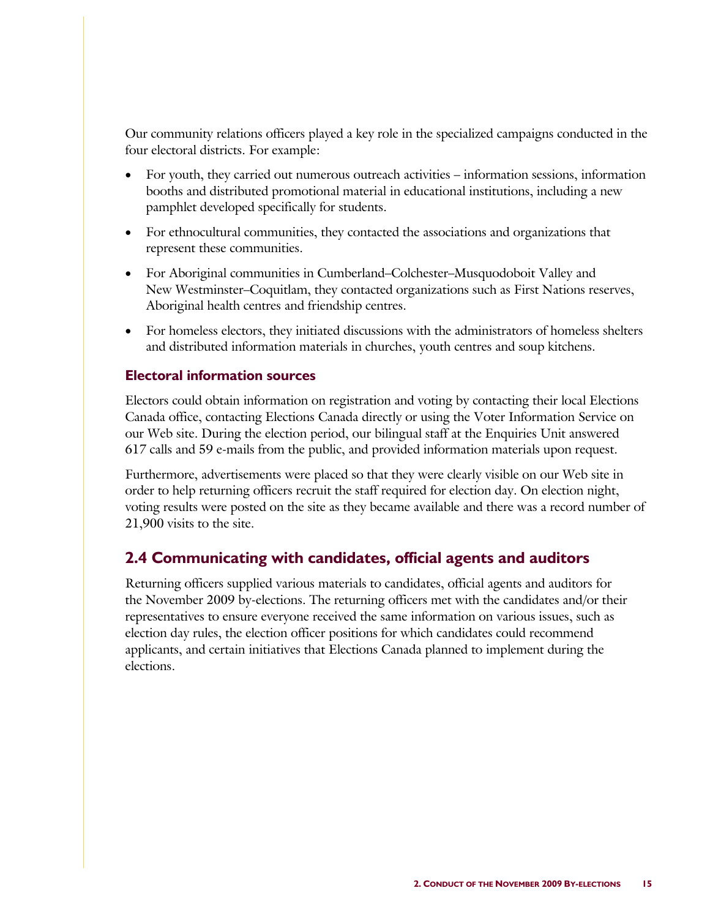Our community relations officers played a key role in the specialized campaigns conducted in the four electoral districts. For example:

- For youth, they carried out numerous outreach activities – information sessions, information booths and distributed promotional material in educational institutions, including a new pamphlet developed specifically for students.
- For ethnocultural communities, they contacted the associations and organizations that represent these communities.
- For Aboriginal communities in Cumberland–Colchester–Musquodoboit Valley and New Westminster–Coquitlam, they contacted organizations such as First Nations reserves, Aboriginal health centres and friendship centres.
- For homeless electors, they initiated discussions with the administrators of homeless shelters and distributed information materials in churches, youth centres and soup kitchens.

### Electoral information sources

Electors could obtain information on registration and voting by contacting their local Elections Canada office, contacting Elections Canada directly or using the Voter Information Service on our Web site. During the election period, our bilingual staff at the Enquiries Unit answered 617 calls and 59 e-mails from the public, and provided information materials upon request.

Furthermore, advertisements were placed so that they were clearly visible on our Web site in order to help returning officers recruit the staff required for election day. On election night, voting results were posted on the site as they became available and there was a record number of 21,900 visits to the site.

## 2.4 Communicating with candidates, official agents and auditors

Returning officers supplied various materials to candidates, official agents and auditors for the November 2009 by-elections. The returning officers met with the candidates and/or their representatives to ensure everyone received the same information on various issues, such as election day rules, the election officer positions for which candidates could recommend applicants, and certain initiatives that Elections Canada planned to implement during the elections.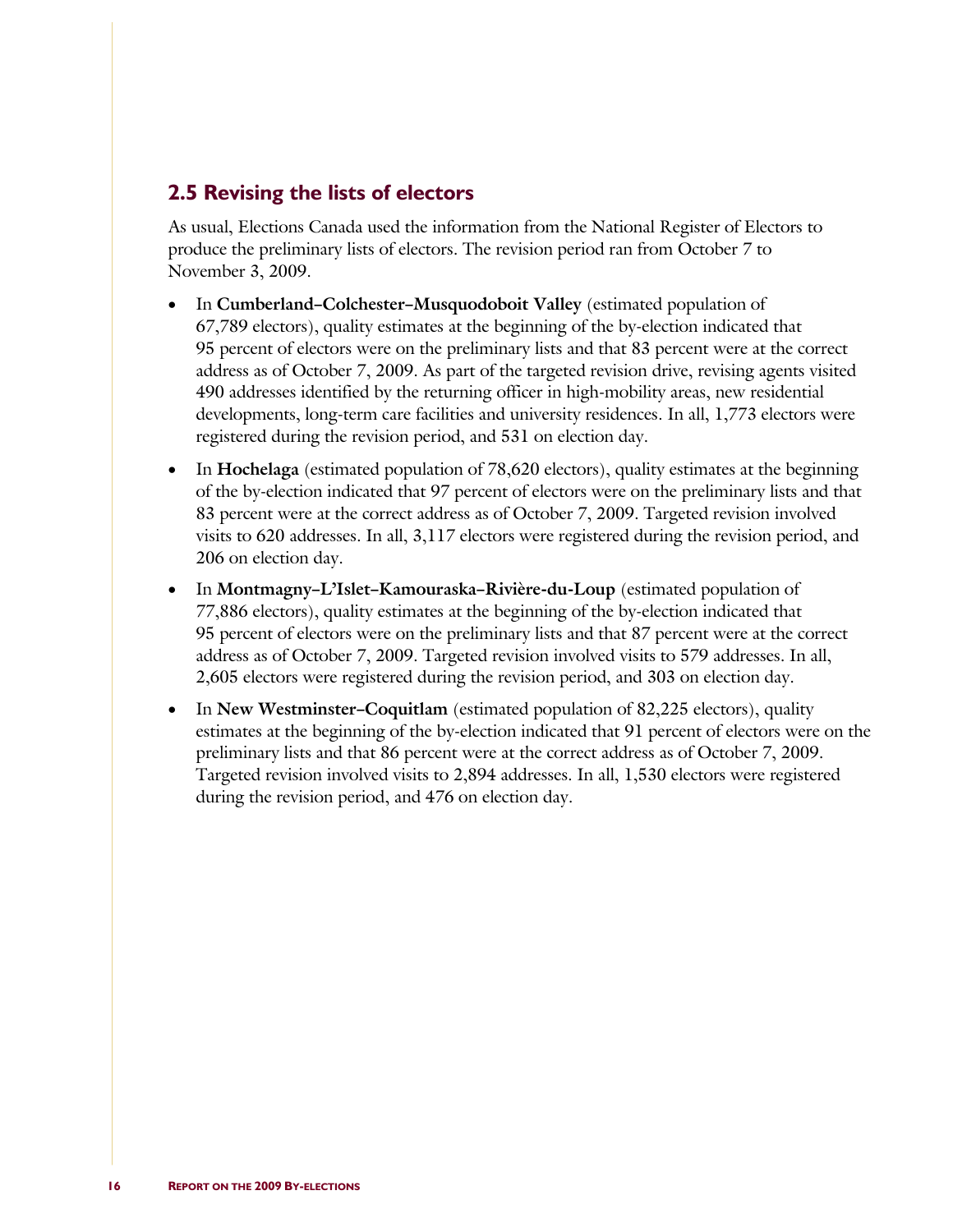## 2.5 Revising the lists of electors

As usual, Elections Canada used the information from the National Register of Electors to produce the preliminary lists of electors. The revision period ran from October 7 to November 3, 2009.

- In **Cumberland–Colchester–Musquodoboit Valley** (estimated population of 67,789 electors), quality estimates at the beginning of the by-election indicated that 95 percent of electors were on the preliminary lists and that 83 percent were at the correct address as of October 7, 2009. As part of the targeted revision drive, revising agents visited 490 addresses identified by the returning officer in high-mobility areas, new residential developments, long-term care facilities and university residences. In all, 1,773 electors were registered during the revision period, and 531 on election day.
- In **Hochelaga** (estimated population of 78,620 electors), quality estimates at the beginning of the by-election indicated that 97 percent of electors were on the preliminary lists and that 83 percent were at the correct address as of October 7, 2009. Targeted revision involved visits to 620 addresses. In all, 3,117 electors were registered during the revision period, and 206 on election day.
- In **Montmagny–L'Islet–Kamouraska–Rivière-du-Loup** (estimated population of 77,886 electors), quality estimates at the beginning of the by-election indicated that 95 percent of electors were on the preliminary lists and that 87 percent were at the correct address as of October 7, 2009. Targeted revision involved visits to 579 addresses. In all, 2,605 electors were registered during the revision period, and 303 on election day.
- In **New Westminster–Coquitlam** (estimated population of 82,225 electors), quality estimates at the beginning of the by-election indicated that 91 percent of electors were on the preliminary lists and that 86 percent were at the correct address as of October 7, 2009. Targeted revision involved visits to 2,894 addresses. In all, 1,530 electors were registered during the revision period, and 476 on election day.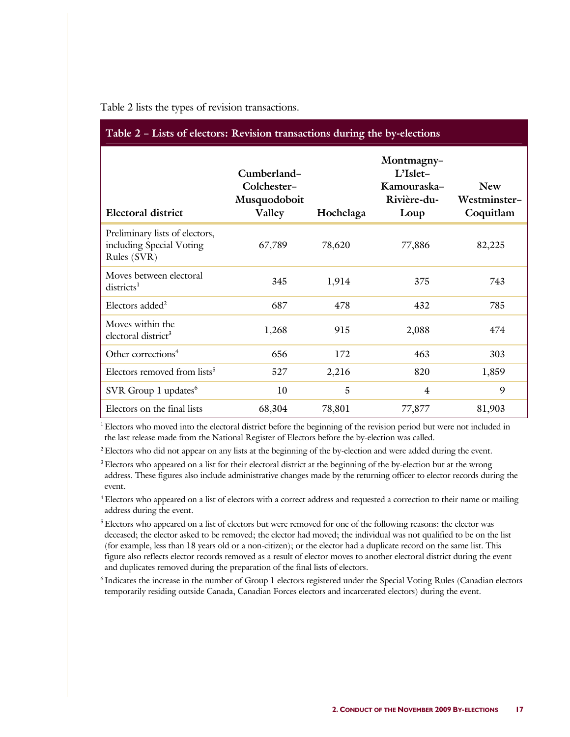Table 2 lists the types of revision transactions.

**Table 2 – Lists of electors: Revision transactions during the by-elections**

| Electoral district | Cumberland–Colchester–Musquodoboit Valley | Hochelaga | Montmagny–L'Islet–Kamouraska–Rivière-du-Loup | New Westminster–Coquitlam |
|---|---|---|---|---|
| Preliminary lists of electors, including Special Voting Rules (SVR) | 67,789 | 78,620 | 77,886 | 82,225 |
| Moves between electoral districts[1] | 345 | 1,914 | 375 | 743 |
| Electors added[2] | 687 | 478 | 432 | 785 |
| Moves within the electoral district[3] | 1,268 | 915 | 2,088 | 474 |
| Other corrections[4] | 656 | 172 | 463 | 303 |
| Electors removed from lists[5] | 527 | 2,216 | 820 | 1,859 |
| SVR Group 1 updates[6] | 10 | 5 | 4 | 9 |
| Electors on the final lists | 68,304 | 78,801 | 77,877 | 81,903 |

[1] Electors who moved into the electoral district before the beginning of the revision period but were not included in the last release made from the National Register of Electors before the by-election was called.

[2] Electors who did not appear on any lists at the beginning of the by-election and were added during the event.

[3] Electors who appeared on a list for their electoral district at the beginning of the by-election but at the wrong address. These figures also include administrative changes made by the returning officer to elector records during the event.

[4] Electors who appeared on a list of electors with a correct address and requested a correction to their name or mailing address during the event.

[5] Electors who appeared on a list of electors but were removed for one of the following reasons: the elector was deceased; the elector asked to be removed; the elector had moved; the individual was not qualified to be on the list (for example, less than 18 years old or a non-citizen); or the elector had a duplicate record on the same list. This figure also reflects elector records removed as a result of elector moves to another electoral district during the event and duplicates removed during the preparation of the final lists of electors.

[6] Indicates the increase in the number of Group 1 electors registered under the Special Voting Rules (Canadian electors temporarily residing outside Canada, Canadian Forces electors and incarcerated electors) during the event.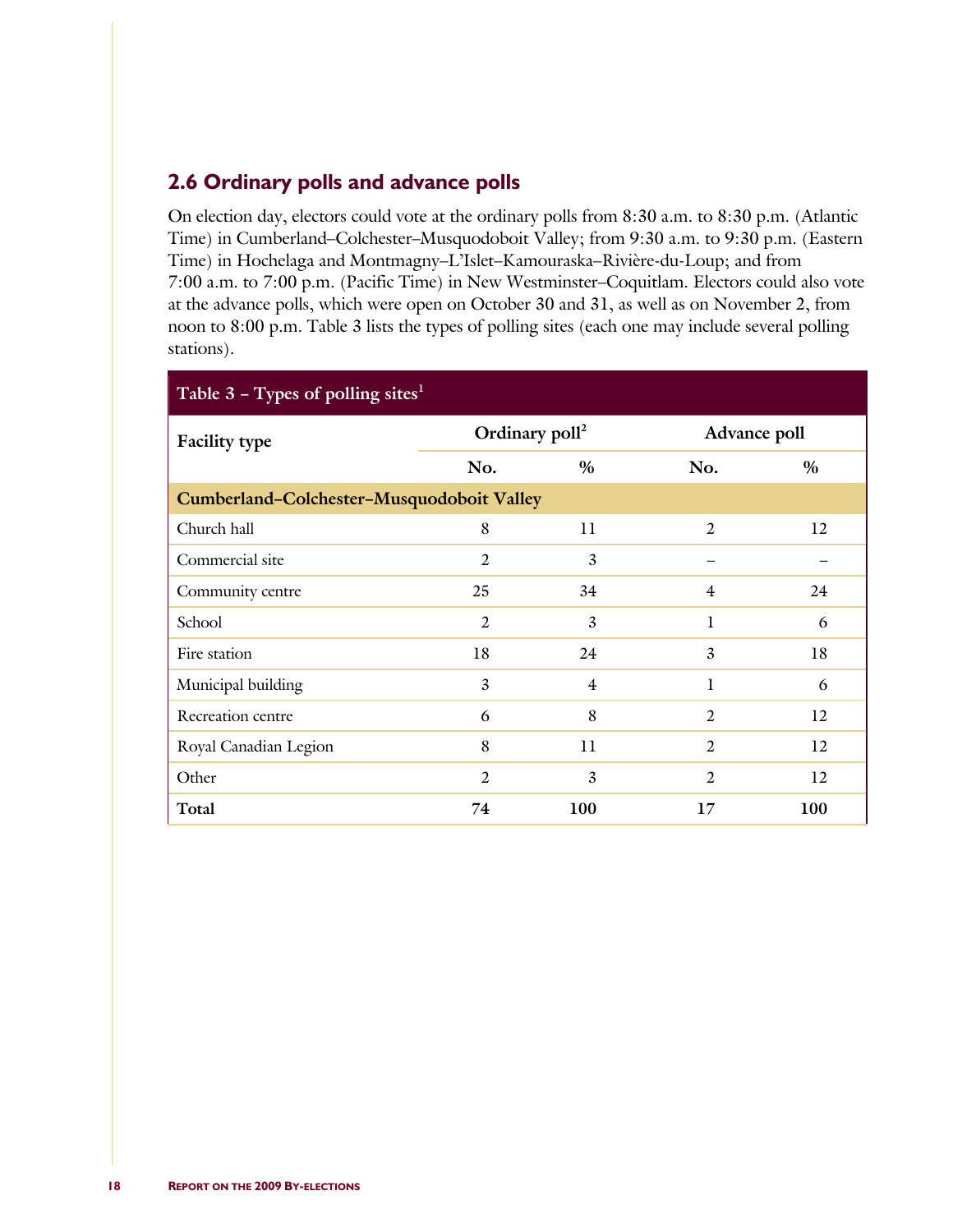## 2.6 Ordinary polls and advance polls

On election day, electors could vote at the ordinary polls from 8:30 a.m. to 8:30 p.m. (Atlantic Time) in Cumberland–Colchester–Musquodoboit Valley; from 9:30 a.m. to 9:30 p.m. (Eastern Time) in Hochelaga and Montmagny–L'Islet–Kamouraska–Rivière-du-Loup; and from 7:00 a.m. to 7:00 p.m. (Pacific Time) in New Westminster–Coquitlam. Electors could also vote at the advance polls, which were open on October 30 and 31, as well as on November 2, from noon to 8:00 p.m. Table 3 lists the types of polling sites (each one may include several polling stations).

**Table 3 – Types of polling sites[1]**

| Facility type | Ordinary poll[2] | | Advance poll | |
|---|---|---|---|---|
| | No. | % | No. | % |
| **Cumberland–Colchester–Musquodoboit Valley** | | | | |
| Church hall | 8 | 11 | 2 | 12 |
| Commercial site | 2 | 3 | – | – |
| Community centre | 25 | 34 | 4 | 24 |
| School | 2 | 3 | 1 | 6 |
| Fire station | 18 | 24 | 3 | 18 |
| Municipal building | 3 | 4 | 1 | 6 |
| Recreation centre | 6 | 8 | 2 | 12 |
| Royal Canadian Legion | 8 | 11 | 2 | 12 |
| Other | 2 | 3 | 2 | 12 |
| **Total** | **74** | **100** | **17** | **100** |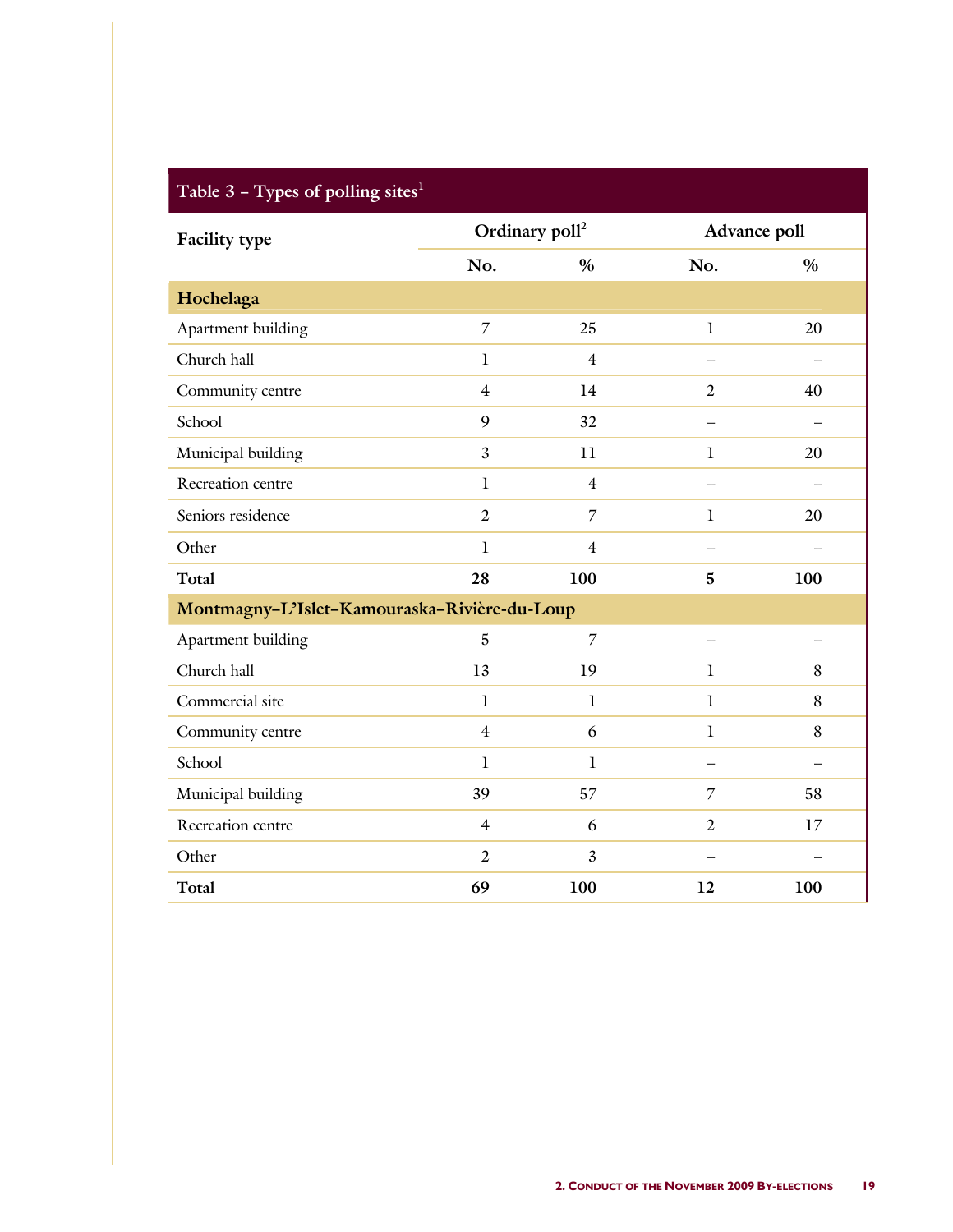**Table 3 – Types of polling sites[1]**

| Facility type | Ordinary poll[2] | | Advance poll | |
|---|---|---|---|---|
| | No. | % | No. | % |
| **Hochelaga** | | | | |
| Apartment building | 7 | 25 | 1 | 20 |
| Church hall | 1 | 4 | – | – |
| Community centre | 4 | 14 | 2 | 40 |
| School | 9 | 32 | – | – |
| Municipal building | 3 | 11 | 1 | 20 |
| Recreation centre | 1 | 4 | – | – |
| Seniors residence | 2 | 7 | 1 | 20 |
| Other | 1 | 4 | – | – |
| **Total** | **28** | **100** | **5** | **100** |
| **Montmagny–L'Islet–Kamouraska–Rivière-du-Loup** | | | | |
| Apartment building | 5 | 7 | – | – |
| Church hall | 13 | 19 | 1 | 8 |
| Commercial site | 1 | 1 | 1 | 8 |
| Community centre | 4 | 6 | 1 | 8 |
| School | 1 | 1 | – | – |
| Municipal building | 39 | 57 | 7 | 58 |
| Recreation centre | 4 | 6 | 2 | 17 |
| Other | 2 | 3 | – | – |
| **Total** | **69** | **100** | **12** | **100** |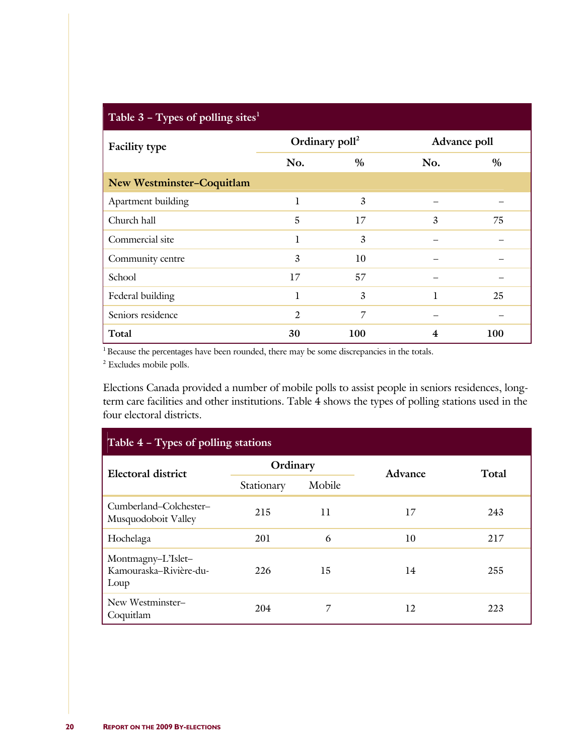**Table 3 – Types of polling sites[1]**

| Facility type | Ordinary poll[2] | | Advance poll | |
|---|---|---|---|---|
| | No. | % | No. | % |
| **New Westminster–Coquitlam** | | | | |
| Apartment building | 1 | 3 | – | – |
| Church hall | 5 | 17 | 3 | 75 |
| Commercial site | 1 | 3 | – | – |
| Community centre | 3 | 10 | – | – |
| School | 17 | 57 | – | – |
| Federal building | 1 | 3 | 1 | 25 |
| Seniors residence | 2 | 7 | – | – |
| **Total** | **30** | **100** | **4** | **100** |

[1] Because the percentages have been rounded, there may be some discrepancies in the totals.

[2] Excludes mobile polls.

Elections Canada provided a number of mobile polls to assist people in seniors residences, long-term care facilities and other institutions. Table 4 shows the types of polling stations used in the four electoral districts.

**Table 4 – Types of polling stations**

| Electoral district | Ordinary | | Advance | Total |
|---|---|---|---|---|
| | Stationary | Mobile | | |
| Cumberland–Colchester–Musquodoboit Valley | 215 | 11 | 17 | 243 |
| Hochelaga | 201 | 6 | 10 | 217 |
| Montmagny–L'Islet–Kamouraska–Rivière-du-Loup | 226 | 15 | 14 | 255 |
| New Westminster–Coquitlam | 204 | 7 | 12 | 223 |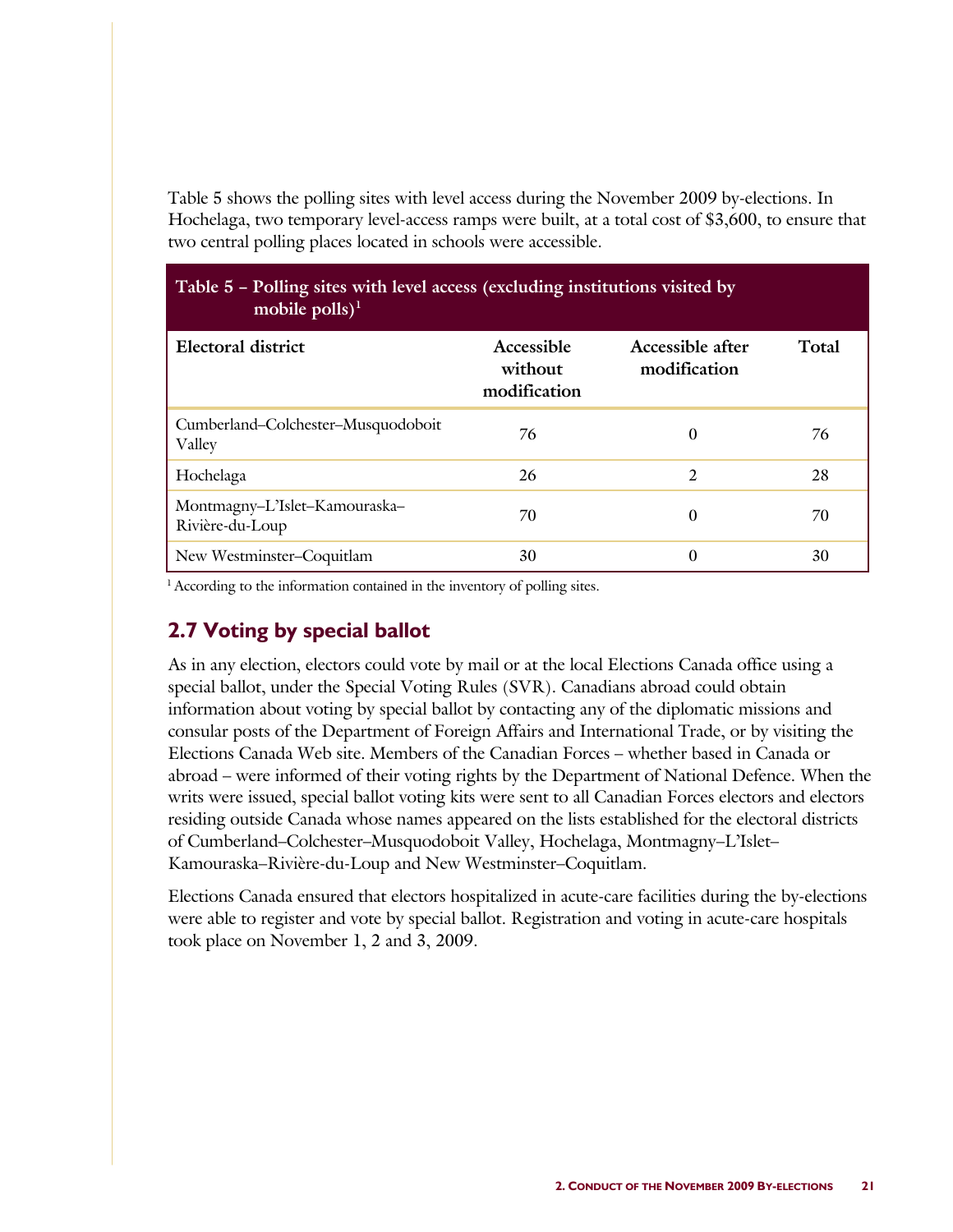Table 5 shows the polling sites with level access during the November 2009 by-elections. In Hochelaga, two temporary level-access ramps were built, at a total cost of $3,600, to ensure that two central polling places located in schools were accessible.

**Table 5 – Polling sites with level access (excluding institutions visited by mobile polls)[1]**

| Electoral district | Accessible without modification | Accessible after modification | Total |
|---|---|---|---|
| Cumberland–Colchester–Musquodoboit Valley | 76 | 0 | 76 |
| Hochelaga | 26 | 2 | 28 |
| Montmagny–L'Islet–Kamouraska–Rivière-du-Loup | 70 | 0 | 70 |
| New Westminster–Coquitlam | 30 | 0 | 30 |

[1] According to the information contained in the inventory of polling sites.

## 2.7 Voting by special ballot

As in any election, electors could vote by mail or at the local Elections Canada office using a special ballot, under the Special Voting Rules (SVR). Canadians abroad could obtain information about voting by special ballot by contacting any of the diplomatic missions and consular posts of the Department of Foreign Affairs and International Trade, or by visiting the Elections Canada Web site. Members of the Canadian Forces – whether based in Canada or abroad – were informed of their voting rights by the Department of National Defence. When the writs were issued, special ballot voting kits were sent to all Canadian Forces electors and electors residing outside Canada whose names appeared on the lists established for the electoral districts of Cumberland–Colchester–Musquodoboit Valley, Hochelaga, Montmagny–L'Islet–Kamouraska–Rivière-du-Loup and New Westminster–Coquitlam.

Elections Canada ensured that electors hospitalized in acute-care facilities during the by-elections were able to register and vote by special ballot. Registration and voting in acute-care hospitals took place on November 1, 2 and 3, 2009.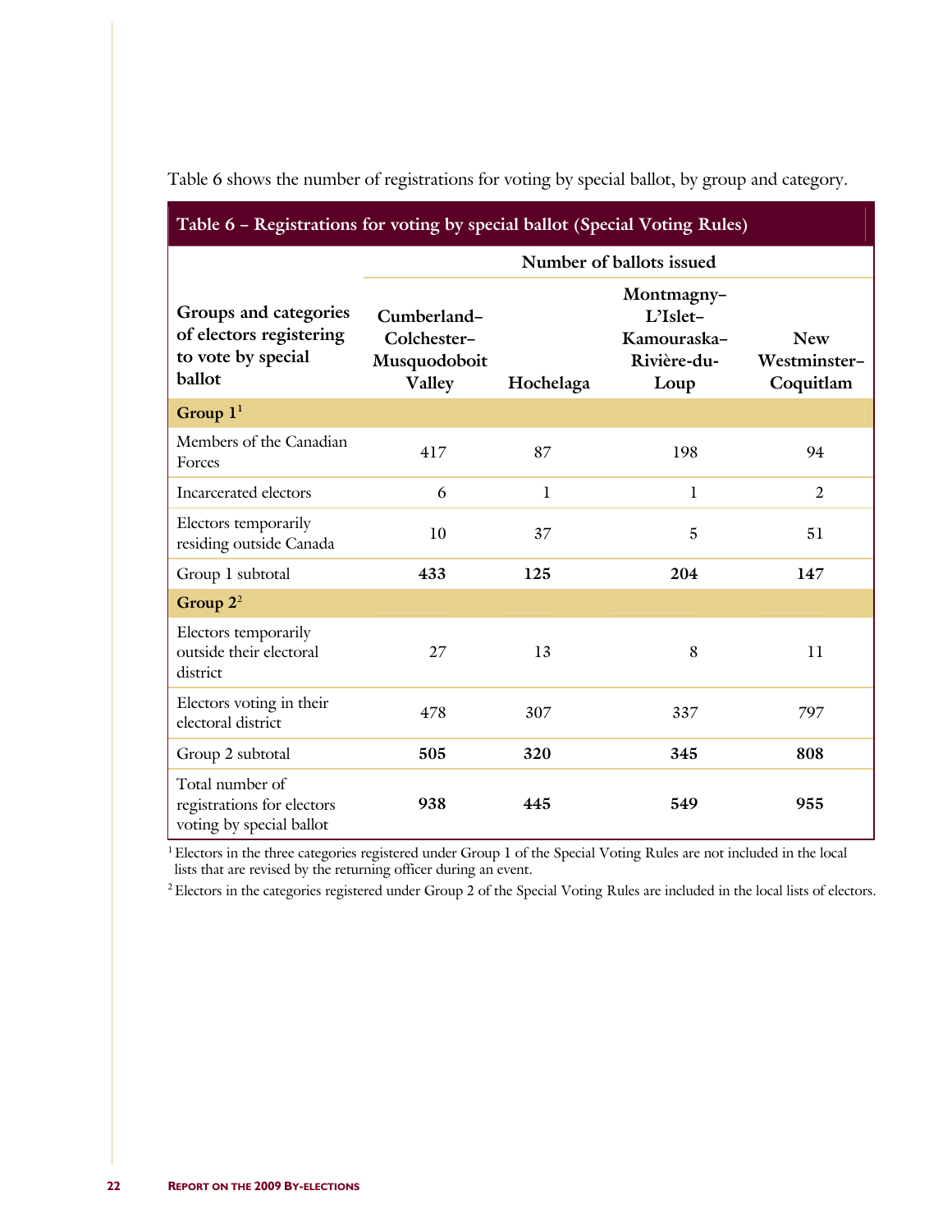Table 6 shows the number of registrations for voting by special ballot, by group and category.

**Table 6 – Registrations for voting by special ballot (Special Voting Rules)**

| Groups and categories of electors registering to vote by special ballot | Number of ballots issued | | | |
|---|---|---|---|---|
| | Cumberland–Colchester–Musquodoboit Valley | Hochelaga | Montmagny–L'Islet–Kamouraska–Rivière-du-Loup | New Westminster–Coquitlam |
| **Group 1**[1] | | | | |
| Members of the Canadian Forces | 417 | 87 | 198 | 94 |
| Incarcerated electors | 6 | 1 | 1 | 2 |
| Electors temporarily residing outside Canada | 10 | 37 | 5 | 51 |
| Group 1 subtotal | **433** | **125** | **204** | **147** |
| **Group 2**[2] | | | | |
| Electors temporarily outside their electoral district | 27 | 13 | 8 | 11 |
| Electors voting in their electoral district | 478 | 307 | 337 | 797 |
| Group 2 subtotal | **505** | **320** | **345** | **808** |
| Total number of registrations for electors voting by special ballot | **938** | **445** | **549** | **955** |

[1] Electors in the three categories registered under Group 1 of the Special Voting Rules are not included in the local lists that are revised by the returning officer during an event.

[2] Electors in the categories registered under Group 2 of the Special Voting Rules are included in the local lists of electors.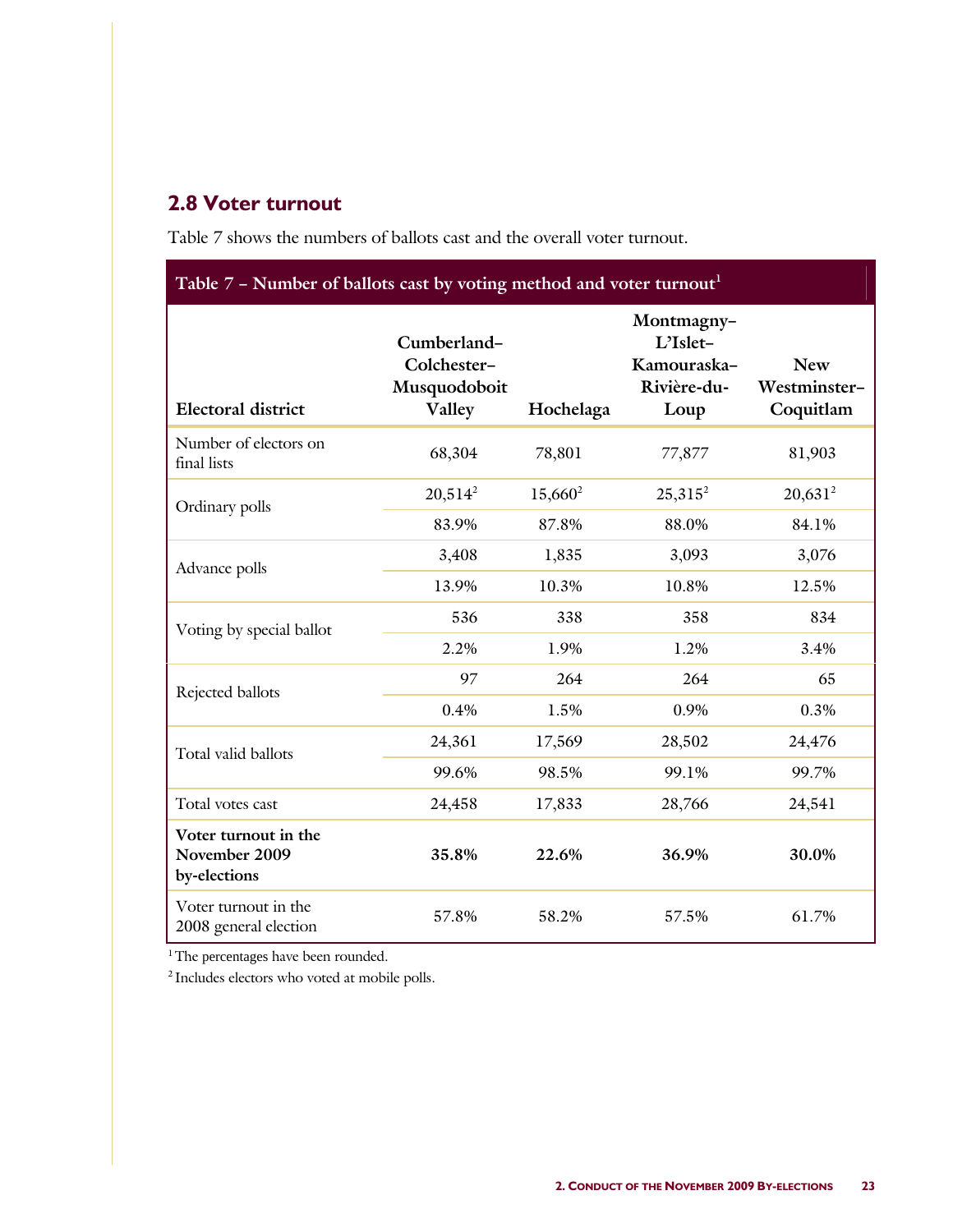## 2.8 Voter turnout

Table 7 shows the numbers of ballots cast and the overall voter turnout.

**Table 7 – Number of ballots cast by voting method and voter turnout[1]**

| Electoral district | | Cumberland–Colchester–Musquodoboit Valley | Hochelaga | Montmagny–L'Islet–Kamouraska–Rivière-du-Loup | New Westminster–Coquitlam |
|---|---|---|---|---|---|
| Number of electors on final lists | | 68,304 | 78,801 | 77,877 | 81,903 |
| Ordinary polls | | 20,514[2] | 15,660[2] | 25,315[2] | 20,631[2] |
| | | 83.9% | 87.8% | 88.0% | 84.1% |
| Advance polls | | 3,408 | 1,835 | 3,093 | 3,076 |
| | | 13.9% | 10.3% | 10.8% | 12.5% |
| Voting by special ballot | | 536 | 338 | 358 | 834 |
| | | 2.2% | 1.9% | 1.2% | 3.4% |
| Rejected ballots | | 97 | 264 | 264 | 65 |
| | | 0.4% | 1.5% | 0.9% | 0.3% |
| Total valid ballots | | 24,361 | 17,569 | 28,502 | 24,476 |
| | | 99.6% | 98.5% | 99.1% | 99.7% |
| Total votes cast | | 24,458 | 17,833 | 28,766 | 24,541 |
| **Voter turnout in the November 2009 by-elections** | | **35.8%** | **22.6%** | **36.9%** | **30.0%** |
| Voter turnout in the 2008 general election | | 57.8% | 58.2% | 57.5% | 61.7% |

[1] The percentages have been rounded.

[2] Includes electors who voted at mobile polls.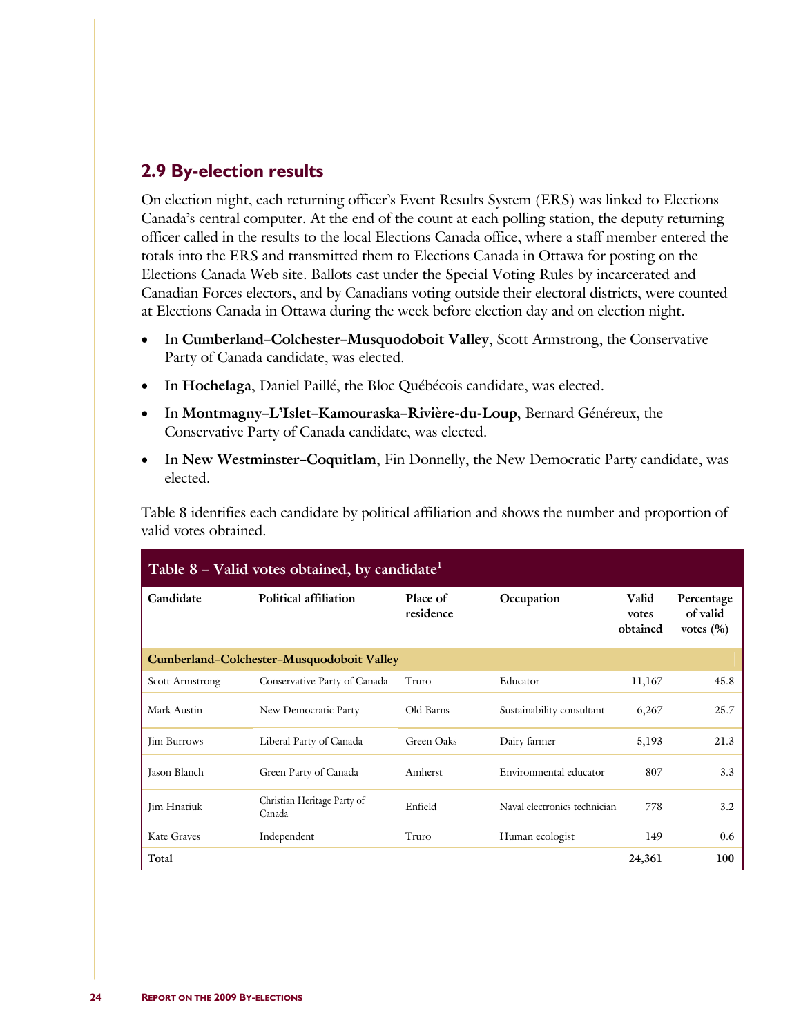## 2.9 By-election results

On election night, each returning officer's Event Results System (ERS) was linked to Elections Canada's central computer. At the end of the count at each polling station, the deputy returning officer called in the results to the local Elections Canada office, where a staff member entered the totals into the ERS and transmitted them to Elections Canada in Ottawa for posting on the Elections Canada Web site. Ballots cast under the Special Voting Rules by incarcerated and Canadian Forces electors, and by Canadians voting outside their electoral districts, were counted at Elections Canada in Ottawa during the week before election day and on election night.

- In **Cumberland–Colchester–Musquodoboit Valley**, Scott Armstrong, the Conservative Party of Canada candidate, was elected.
- In **Hochelaga**, Daniel Paillé, the Bloc Québécois candidate, was elected.
- In **Montmagny–L'Islet–Kamouraska–Rivière-du-Loup**, Bernard Généreux, the Conservative Party of Canada candidate, was elected.
- In **New Westminster–Coquitlam**, Fin Donnelly, the New Democratic Party candidate, was elected.

Table 8 identifies each candidate by political affiliation and shows the number and proportion of valid votes obtained.

**Table 8 – Valid votes obtained, by candidate[1]**

| Candidate | Political affiliation | Place of residence | Occupation | Valid votes obtained | Percentage of valid votes (%) |
|---|---|---|---|---|---|
| **Cumberland–Colchester–Musquodoboit Valley** | | | | | |
| Scott Armstrong | Conservative Party of Canada | Truro | Educator | 11,167 | 45.8 |
| Mark Austin | New Democratic Party | Old Barns | Sustainability consultant | 6,267 | 25.7 |
| Jim Burrows | Liberal Party of Canada | Green Oaks | Dairy farmer | 5,193 | 21.3 |
| Jason Blanch | Green Party of Canada | Amherst | Environmental educator | 807 | 3.3 |
| Jim Hnatiuk | Christian Heritage Party of Canada | Enfield | Naval electronics technician | 778 | 3.2 |
| Kate Graves | Independent | Truro | Human ecologist | 149 | 0.6 |
| **Total** | | | | **24,361** | **100** |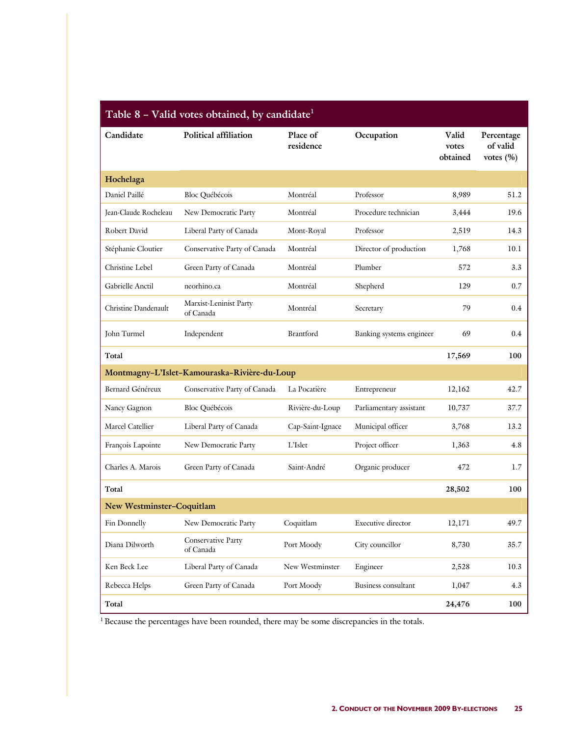## Table 8 – Valid votes obtained, by candidate[1]

| Candidate | Political affiliation | Place of residence | Occupation | Valid votes obtained | Percentage of valid votes (%) |
|---|---|---|---|---|---|
| **Hochelaga** | | | | | |
| Daniel Paillé | Bloc Québécois | Montréal | Professor | 8,989 | 51.2 |
| Jean-Claude Rocheleau | New Democratic Party | Montréal | Procedure technician | 3,444 | 19.6 |
| Robert David | Liberal Party of Canada | Mont-Royal | Professor | 2,519 | 14.3 |
| Stéphanie Cloutier | Conservative Party of Canada | Montréal | Director of production | 1,768 | 10.1 |
| Christine Lebel | Green Party of Canada | Montréal | Plumber | 572 | 3.3 |
| Gabrielle Anctil | neorhino.ca | Montréal | Shepherd | 129 | 0.7 |
| Christine Dandenault | Marxist-Leninist Party of Canada | Montréal | Secretary | 79 | 0.4 |
| John Turmel | Independent | Brantford | Banking systems engineer | 69 | 0.4 |
| **Total** | | | | **17,569** | **100** |
| **Montmagny–L'Islet–Kamouraska–Rivière-du-Loup** | | | | | |
| Bernard Généreux | Conservative Party of Canada | La Pocatière | Entrepreneur | 12,162 | 42.7 |
| Nancy Gagnon | Bloc Québécois | Rivière-du-Loup | Parliamentary assistant | 10,737 | 37.7 |
| Marcel Catellier | Liberal Party of Canada | Cap-Saint-Ignace | Municipal officer | 3,768 | 13.2 |
| François Lapointe | New Democratic Party | L'Islet | Project officer | 1,363 | 4.8 |
| Charles A. Marois | Green Party of Canada | Saint-André | Organic producer | 472 | 1.7 |
| **Total** | | | | **28,502** | **100** |
| **New Westminster–Coquitlam** | | | | | |
| Fin Donnelly | New Democratic Party | Coquitlam | Executive director | 12,171 | 49.7 |
| Diana Dilworth | Conservative Party of Canada | Port Moody | City councillor | 8,730 | 35.7 |
| Ken Beck Lee | Liberal Party of Canada | New Westminster | Engineer | 2,528 | 10.3 |
| Rebecca Helps | Green Party of Canada | Port Moody | Business consultant | 1,047 | 4.3 |
| **Total** | | | | **24,476** | **100** |

[1] Because the percentages have been rounded, there may be some discrepancies in the totals.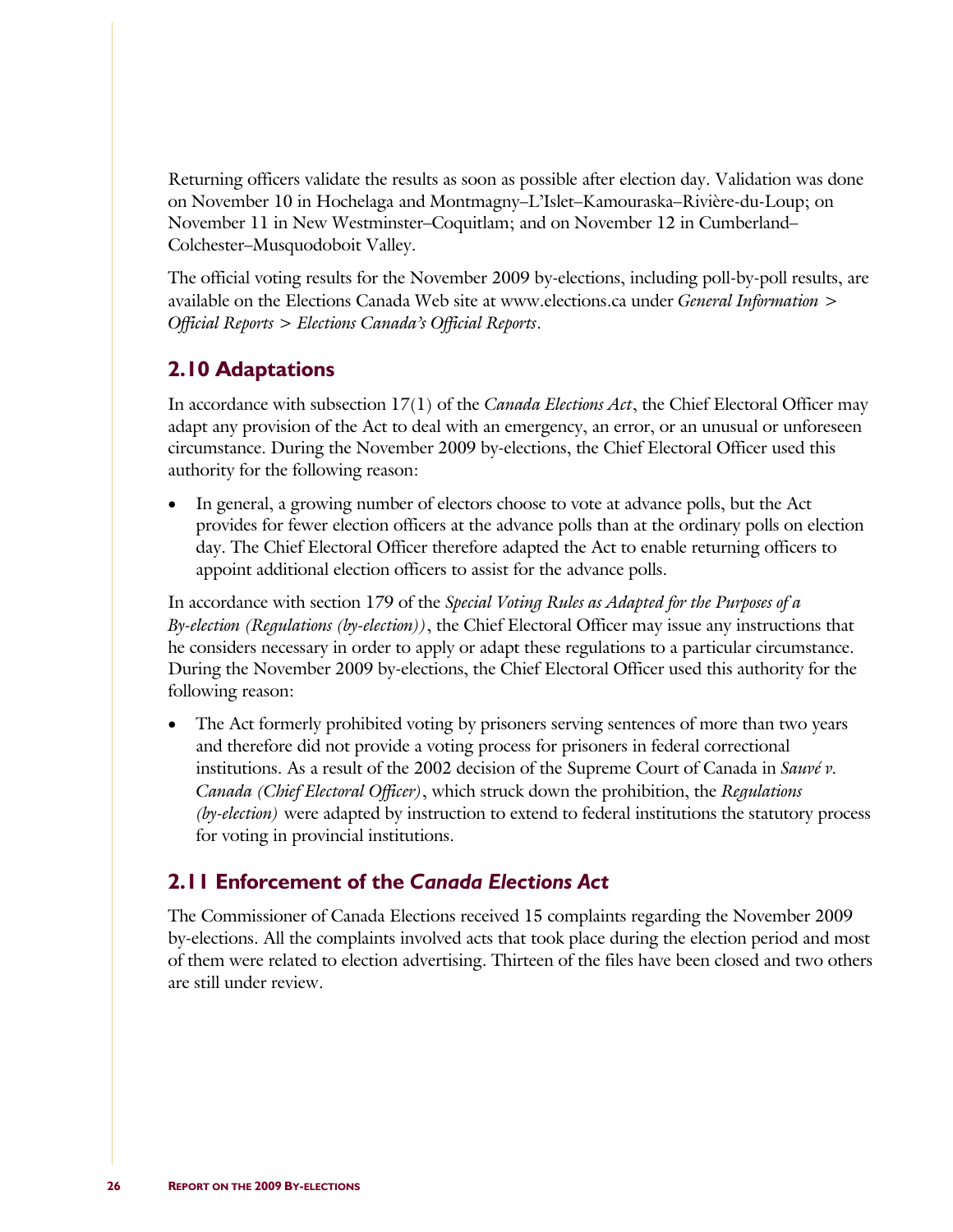Returning officers validate the results as soon as possible after election day. Validation was done on November 10 in Hochelaga and Montmagny–L'Islet–Kamouraska–Rivière-du-Loup; on November 11 in New Westminster–Coquitlam; and on November 12 in Cumberland–Colchester–Musquodoboit Valley.

The official voting results for the November 2009 by-elections, including poll-by-poll results, are available on the Elections Canada Web site at www.elections.ca under *General Information > Official Reports > Elections Canada's Official Reports*.

## 2.10 Adaptations

In accordance with subsection 17(1) of the *Canada Elections Act*, the Chief Electoral Officer may adapt any provision of the Act to deal with an emergency, an error, or an unusual or unforeseen circumstance. During the November 2009 by-elections, the Chief Electoral Officer used this authority for the following reason:

- In general, a growing number of electors choose to vote at advance polls, but the Act provides for fewer election officers at the advance polls than at the ordinary polls on election day. The Chief Electoral Officer therefore adapted the Act to enable returning officers to appoint additional election officers to assist for the advance polls.

In accordance with section 179 of the *Special Voting Rules as Adapted for the Purposes of a By-election (Regulations (by-election))*, the Chief Electoral Officer may issue any instructions that he considers necessary in order to apply or adapt these regulations to a particular circumstance. During the November 2009 by-elections, the Chief Electoral Officer used this authority for the following reason:

- The Act formerly prohibited voting by prisoners serving sentences of more than two years and therefore did not provide a voting process for prisoners in federal correctional institutions. As a result of the 2002 decision of the Supreme Court of Canada in *Sauvé v. Canada (Chief Electoral Officer)*, which struck down the prohibition, the *Regulations (by-election)* were adapted by instruction to extend to federal institutions the statutory process for voting in provincial institutions.

## 2.11 Enforcement of the *Canada Elections Act*

The Commissioner of Canada Elections received 15 complaints regarding the November 2009 by-elections. All the complaints involved acts that took place during the election period and most of them were related to election advertising. Thirteen of the files have been closed and two others are still under review.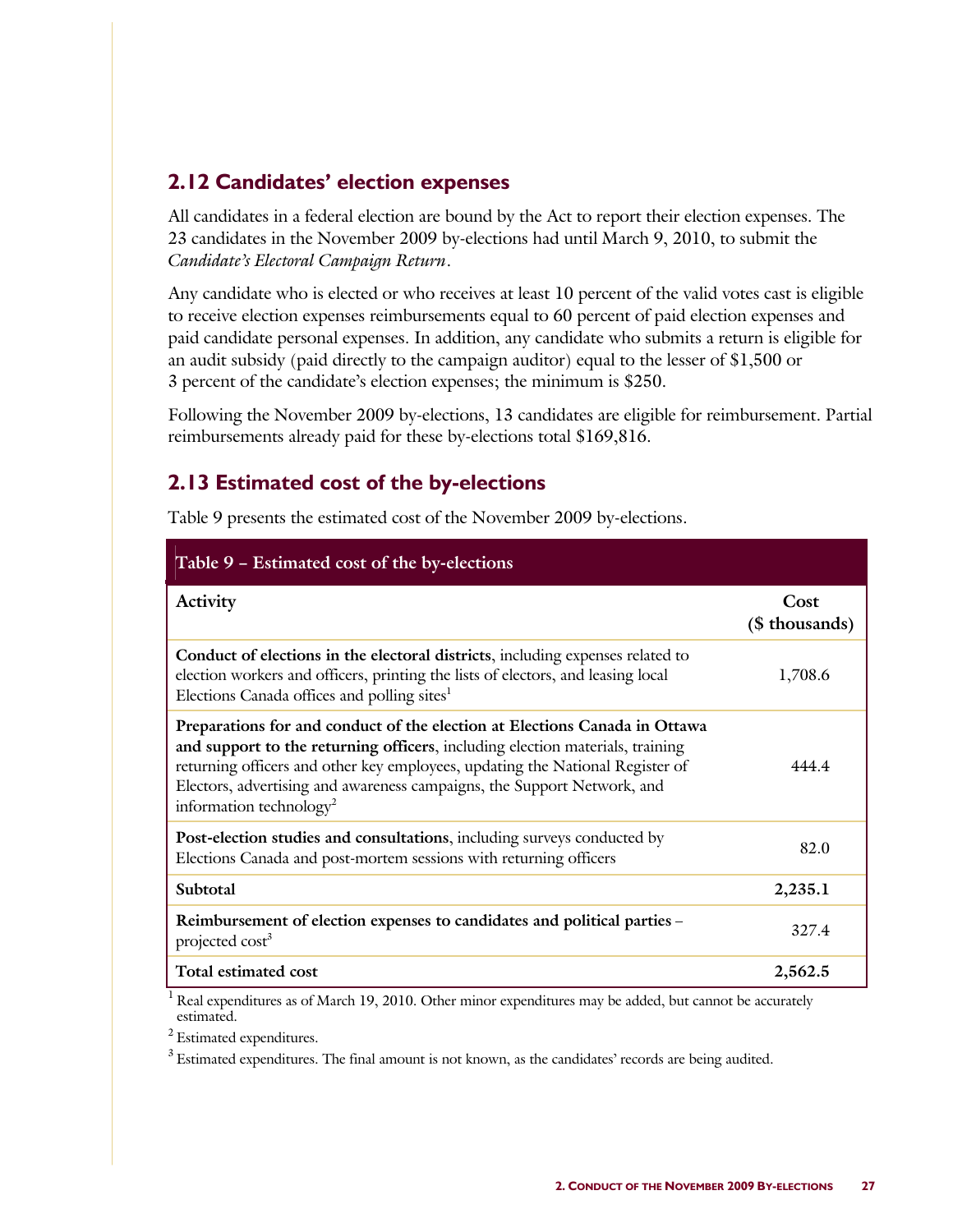## 2.12 Candidates' election expenses

All candidates in a federal election are bound by the Act to report their election expenses. The 23 candidates in the November 2009 by-elections had until March 9, 2010, to submit the *Candidate's Electoral Campaign Return*.

Any candidate who is elected or who receives at least 10 percent of the valid votes cast is eligible to receive election expenses reimbursements equal to 60 percent of paid election expenses and paid candidate personal expenses. In addition, any candidate who submits a return is eligible for an audit subsidy (paid directly to the campaign auditor) equal to the lesser of $1,500 or 3 percent of the candidate's election expenses; the minimum is $250.

Following the November 2009 by-elections, 13 candidates are eligible for reimbursement. Partial reimbursements already paid for these by-elections total $169,816.

## 2.13 Estimated cost of the by-elections

Table 9 presents the estimated cost of the November 2009 by-elections.

**Table 9 – Estimated cost of the by-elections**

| Activity | Cost ($ thousands) |
|---|---|
| **Conduct of elections in the electoral districts**, including expenses related to election workers and officers, printing the lists of electors, and leasing local Elections Canada offices and polling sites[1] | 1,708.6 |
| **Preparations for and conduct of the election at Elections Canada in Ottawa and support to the returning officers**, including election materials, training returning officers and other key employees, updating the National Register of Electors, advertising and awareness campaigns, the Support Network, and information technology[2] | 444.4 |
| **Post-election studies and consultations**, including surveys conducted by Elections Canada and post-mortem sessions with returning officers | 82.0 |
| **Subtotal** | **2,235.1** |
| **Reimbursement of election expenses to candidates and political parties** – projected cost[3] | 327.4 |
| **Total estimated cost** | **2,562.5** |

[1] Real expenditures as of March 19, 2010. Other minor expenditures may be added, but cannot be accurately estimated.

[2] Estimated expenditures.

[3] Estimated expenditures. The final amount is not known, as the candidates' records are being audited.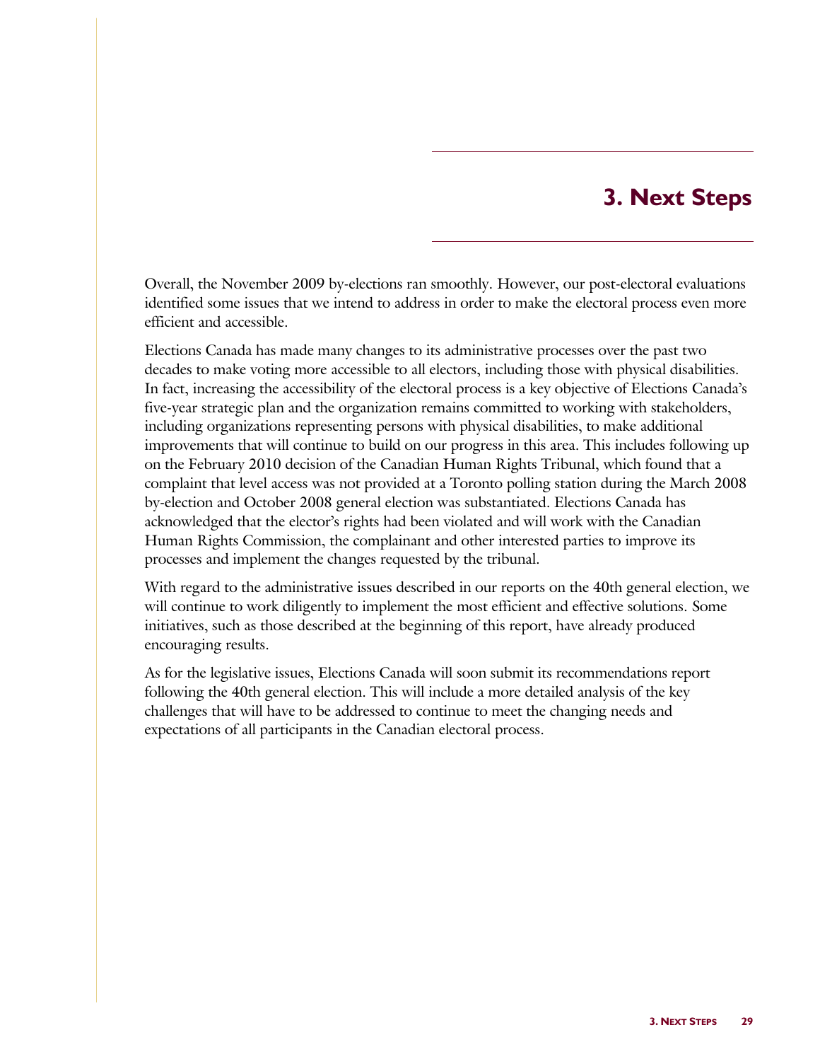# 3. Next Steps

Overall, the November 2009 by-elections ran smoothly. However, our post-electoral evaluations identified some issues that we intend to address in order to make the electoral process even more efficient and accessible.

Elections Canada has made many changes to its administrative processes over the past two decades to make voting more accessible to all electors, including those with physical disabilities. In fact, increasing the accessibility of the electoral process is a key objective of Elections Canada's five-year strategic plan and the organization remains committed to working with stakeholders, including organizations representing persons with physical disabilities, to make additional improvements that will continue to build on our progress in this area. This includes following up on the February 2010 decision of the Canadian Human Rights Tribunal, which found that a complaint that level access was not provided at a Toronto polling station during the March 2008 by-election and October 2008 general election was substantiated. Elections Canada has acknowledged that the elector's rights had been violated and will work with the Canadian Human Rights Commission, the complainant and other interested parties to improve its processes and implement the changes requested by the tribunal.

With regard to the administrative issues described in our reports on the 40th general election, we will continue to work diligently to implement the most efficient and effective solutions. Some initiatives, such as those described at the beginning of this report, have already produced encouraging results.

As for the legislative issues, Elections Canada will soon submit its recommendations report following the 40th general election. This will include a more detailed analysis of the key challenges that will have to be addressed to continue to meet the changing needs and expectations of all participants in the Canadian electoral process.